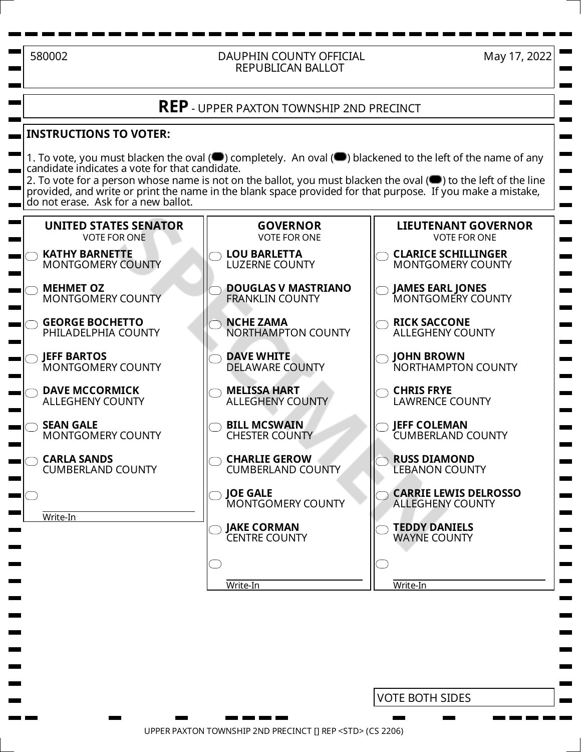580002

DAUPHIN COUNTY OFFICIAL
REPUBLICAN BALLOT

May 17, 2022

# REP - UPPER PAXTON TOWNSHIP 2ND PRECINCT

**INSTRUCTIONS TO VOTER:**

1. To vote, you must blacken the oval (⬬) completely. An oval (⬬) blackened to the left of the name of any candidate indicates a vote for that candidate.
2. To vote for a person whose name is not on the ballot, you must blacken the oval (⬬) to the left of the line provided, and write or print the name in the blank space provided for that purpose. If you make a mistake, do not erase. Ask for a new ballot.

## UNITED STATES SENATOR
VOTE FOR ONE

- **KATHY BARNETTE** MONTGOMERY COUNTY
- **MEHMET OZ** MONTGOMERY COUNTY
- **GEORGE BOCHETTO** PHILADELPHIA COUNTY
- **JEFF BARTOS** MONTGOMERY COUNTY
- **DAVE MCCORMICK** ALLEGHENY COUNTY
- **SEAN GALE** MONTGOMERY COUNTY
- **CARLA SANDS** CUMBERLAND COUNTY
- Write-In

## GOVERNOR
VOTE FOR ONE

- **LOU BARLETTA** LUZERNE COUNTY
- **DOUGLAS V MASTRIANO** FRANKLIN COUNTY
- **NCHE ZAMA** NORTHAMPTON COUNTY
- **DAVE WHITE** DELAWARE COUNTY
- **MELISSA HART** ALLEGHENY COUNTY
- **BILL MCSWAIN** CHESTER COUNTY
- **CHARLIE GEROW** CUMBERLAND COUNTY
- **JOE GALE** MONTGOMERY COUNTY
- **JAKE CORMAN** CENTRE COUNTY
- Write-In

## LIEUTENANT GOVERNOR
VOTE FOR ONE

- **CLARICE SCHILLINGER** MONTGOMERY COUNTY
- **JAMES EARL JONES** MONTGOMERY COUNTY
- **RICK SACCONE** ALLEGHENY COUNTY
- **JOHN BROWN** NORTHAMPTON COUNTY
- **CHRIS FRYE** LAWRENCE COUNTY
- **JEFF COLEMAN** CUMBERLAND COUNTY
- **RUSS DIAMOND** LEBANON COUNTY
- **CARRIE LEWIS DELROSSO** ALLEGHENY COUNTY
- **TEDDY DANIELS** WAYNE COUNTY
- Write-In

VOTE BOTH SIDES

UPPER PAXTON TOWNSHIP 2ND PRECINCT [] REP <STD> (CS 2206)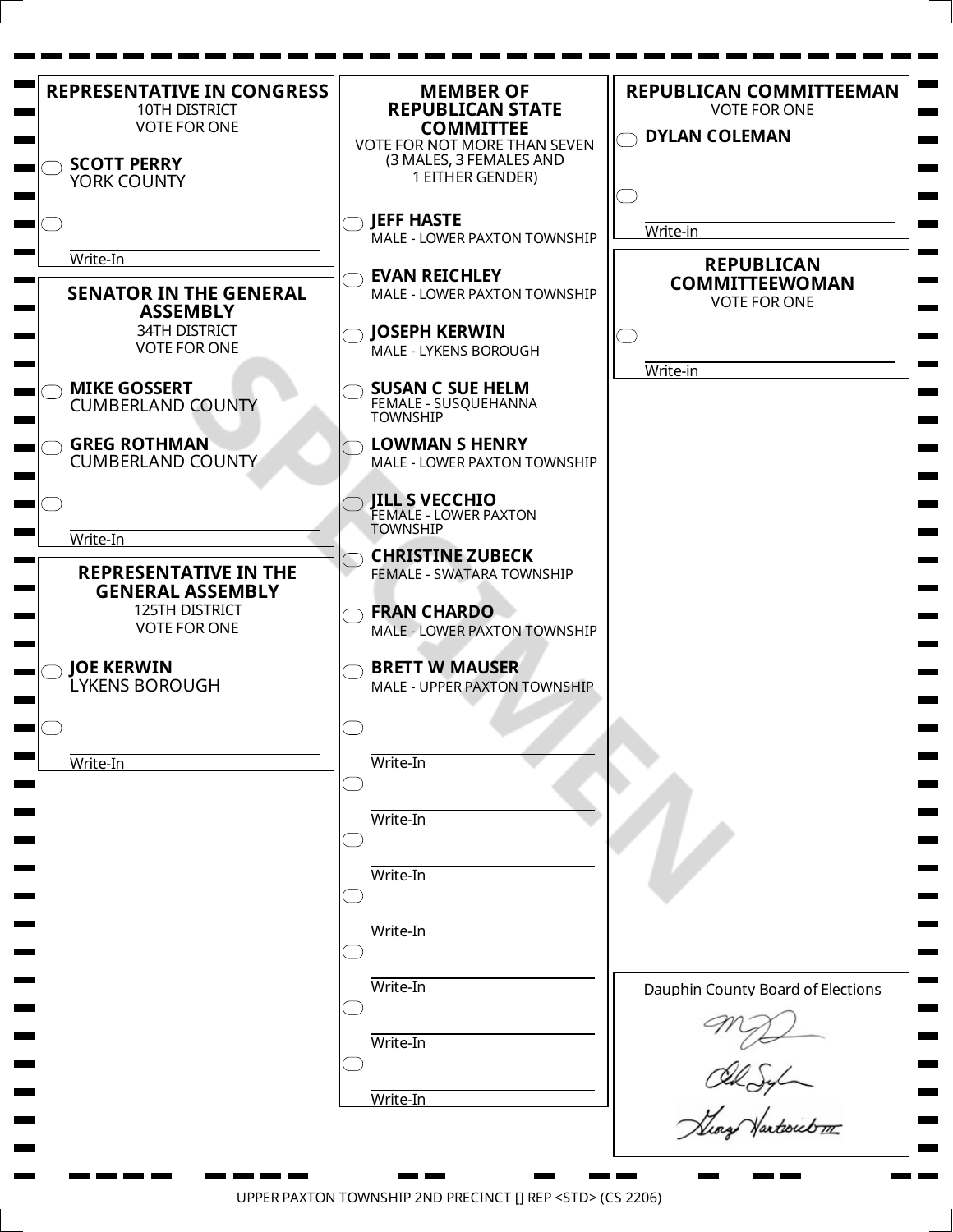## REPRESENTATIVE IN CONGRESS
10TH DISTRICT
VOTE FOR ONE

- **SCOTT PERRY**
  YORK COUNTY
- Write-In

## SENATOR IN THE GENERAL ASSEMBLY
34TH DISTRICT
VOTE FOR ONE

- **MIKE GOSSERT**
  CUMBERLAND COUNTY
- **GREG ROTHMAN**
  CUMBERLAND COUNTY
- Write-In

## REPRESENTATIVE IN THE GENERAL ASSEMBLY
125TH DISTRICT
VOTE FOR ONE

- **JOE KERWIN**
  LYKENS BOROUGH
- Write-In

## MEMBER OF REPUBLICAN STATE COMMITTEE
VOTE FOR NOT MORE THAN SEVEN
(3 MALES, 3 FEMALES AND
1 EITHER GENDER)

- **JEFF HASTE**
  MALE - LOWER PAXTON TOWNSHIP
- **EVAN REICHLEY**
  MALE - LOWER PAXTON TOWNSHIP
- **JOSEPH KERWIN**
  MALE - LYKENS BOROUGH
- **SUSAN C SUE HELM**
  FEMALE - SUSQUEHANNA TOWNSHIP
- **LOWMAN S HENRY**
  MALE - LOWER PAXTON TOWNSHIP
- **JILL S VECCHIO**
  FEMALE - LOWER PAXTON TOWNSHIP
- **CHRISTINE ZUBECK**
  FEMALE - SWATARA TOWNSHIP
- **FRAN CHARDO**
  MALE - LOWER PAXTON TOWNSHIP
- **BRETT W MAUSER**
  MALE - UPPER PAXTON TOWNSHIP
- Write-In
- Write-In
- Write-In
- Write-In
- Write-In
- Write-In
- Write-In

## REPUBLICAN COMMITTEEMAN
VOTE FOR ONE

- **DYLAN COLEMAN**
- Write-in

## REPUBLICAN COMMITTEEWOMAN
VOTE FOR ONE

- Write-in

SPECIMEN

Dauphin County Board of Elections

UPPER PAXTON TOWNSHIP 2ND PRECINCT [] REP <STD> (CS 2206)